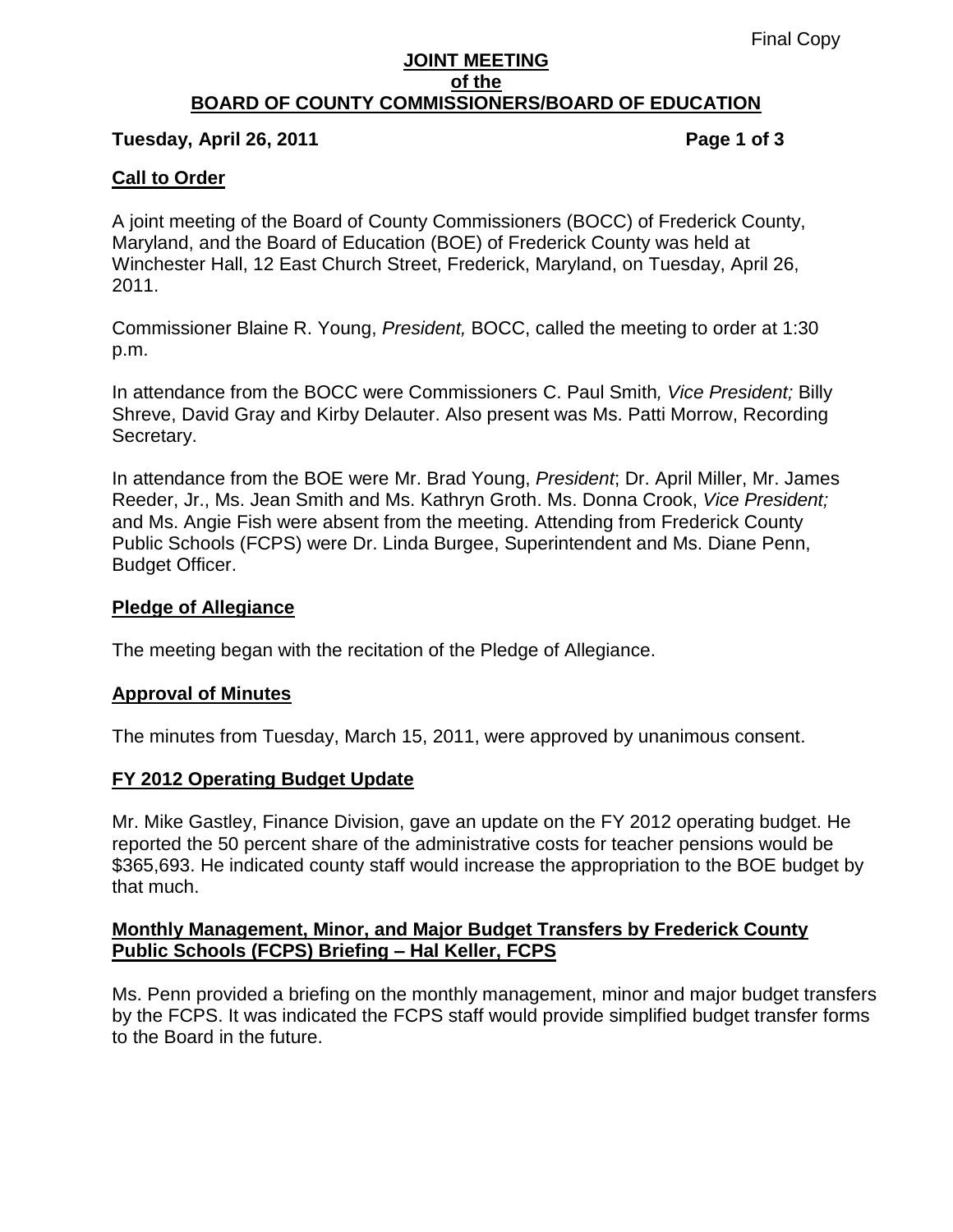Final Copy

# JOINT MEETING
## of the
## BOARD OF COUNTY COMMISSIONERS/BOARD OF EDUCATION

**Tuesday, April 26, 2011**

### Call to Order

A joint meeting of the Board of County Commissioners (BOCC) of Frederick County, Maryland, and the Board of Education (BOE) of Frederick County was held at Winchester Hall, 12 East Church Street, Frederick, Maryland, on Tuesday, April 26, 2011.

Commissioner Blaine R. Young, *President,* BOCC, called the meeting to order at 1:30 p.m.

In attendance from the BOCC were Commissioners C. Paul Smith*, Vice President;* Billy Shreve, David Gray and Kirby Delauter. Also present was Ms. Patti Morrow, Recording Secretary.

In attendance from the BOE were Mr. Brad Young, *President*; Dr. April Miller, Mr. James Reeder, Jr., Ms. Jean Smith and Ms. Kathryn Groth. Ms. Donna Crook, *Vice President;* and Ms. Angie Fish were absent from the meeting. Attending from Frederick County Public Schools (FCPS) were Dr. Linda Burgee, Superintendent and Ms. Diane Penn, Budget Officer.

### Pledge of Allegiance

The meeting began with the recitation of the Pledge of Allegiance.

### Approval of Minutes

The minutes from Tuesday, March 15, 2011, were approved by unanimous consent.

### FY 2012 Operating Budget Update

Mr. Mike Gastley, Finance Division, gave an update on the FY 2012 operating budget. He reported the 50 percent share of the administrative costs for teacher pensions would be $365,693. He indicated county staff would increase the appropriation to the BOE budget by that much.

### Monthly Management, Minor, and Major Budget Transfers by Frederick County Public Schools (FCPS) Briefing – Hal Keller, FCPS

Ms. Penn provided a briefing on the monthly management, minor and major budget transfers by the FCPS. It was indicated the FCPS staff would provide simplified budget transfer forms to the Board in the future.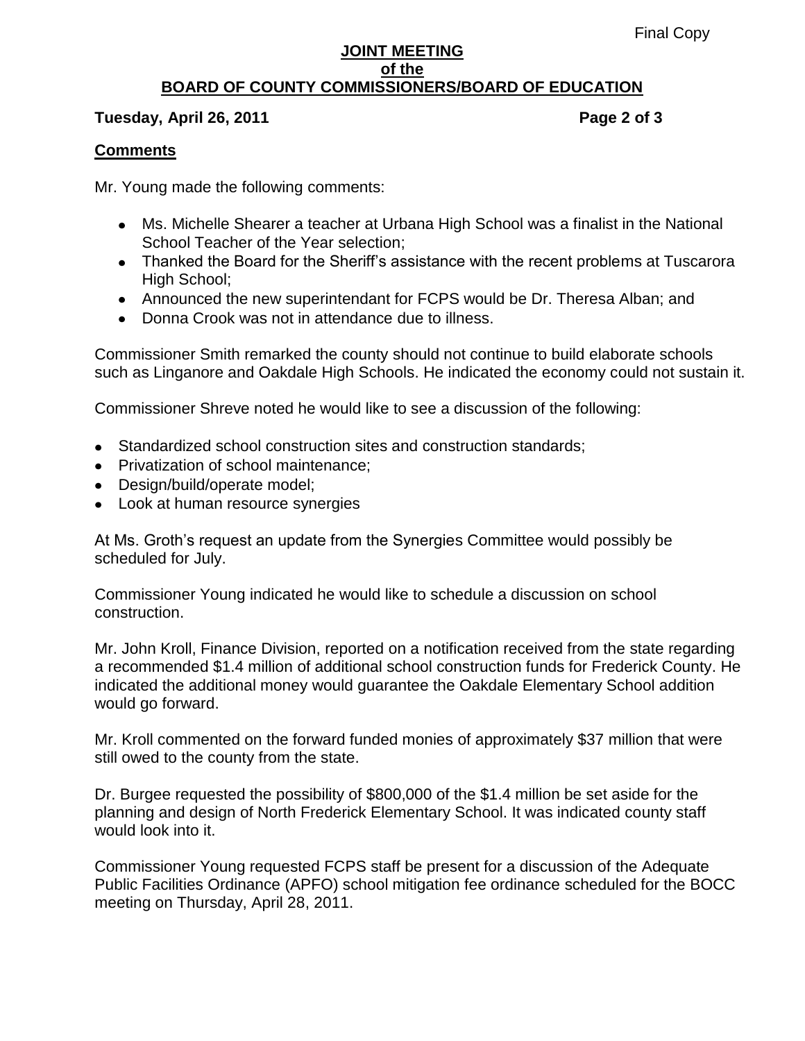Final Copy

**JOINT MEETING**
**of the**
**BOARD OF COUNTY COMMISSIONERS/BOARD OF EDUCATION**

**Tuesday, April 26, 2011**

## Comments

Mr. Young made the following comments:

- Ms. Michelle Shearer a teacher at Urbana High School was a finalist in the National School Teacher of the Year selection;
- Thanked the Board for the Sheriff's assistance with the recent problems at Tuscarora High School;
- Announced the new superintendant for FCPS would be Dr. Theresa Alban; and
- Donna Crook was not in attendance due to illness.

Commissioner Smith remarked the county should not continue to build elaborate schools such as Linganore and Oakdale High Schools. He indicated the economy could not sustain it.

Commissioner Shreve noted he would like to see a discussion of the following:

- Standardized school construction sites and construction standards;
- Privatization of school maintenance;
- Design/build/operate model;
- Look at human resource synergies

At Ms. Groth's request an update from the Synergies Committee would possibly be scheduled for July.

Commissioner Young indicated he would like to schedule a discussion on school construction.

Mr. John Kroll, Finance Division, reported on a notification received from the state regarding a recommended $1.4 million of additional school construction funds for Frederick County. He indicated the additional money would guarantee the Oakdale Elementary School addition would go forward.

Mr. Kroll commented on the forward funded monies of approximately $37 million that were still owed to the county from the state.

Dr. Burgee requested the possibility of $800,000 of the $1.4 million be set aside for the planning and design of North Frederick Elementary School. It was indicated county staff would look into it.

Commissioner Young requested FCPS staff be present for a discussion of the Adequate Public Facilities Ordinance (APFO) school mitigation fee ordinance scheduled for the BOCC meeting on Thursday, April 28, 2011.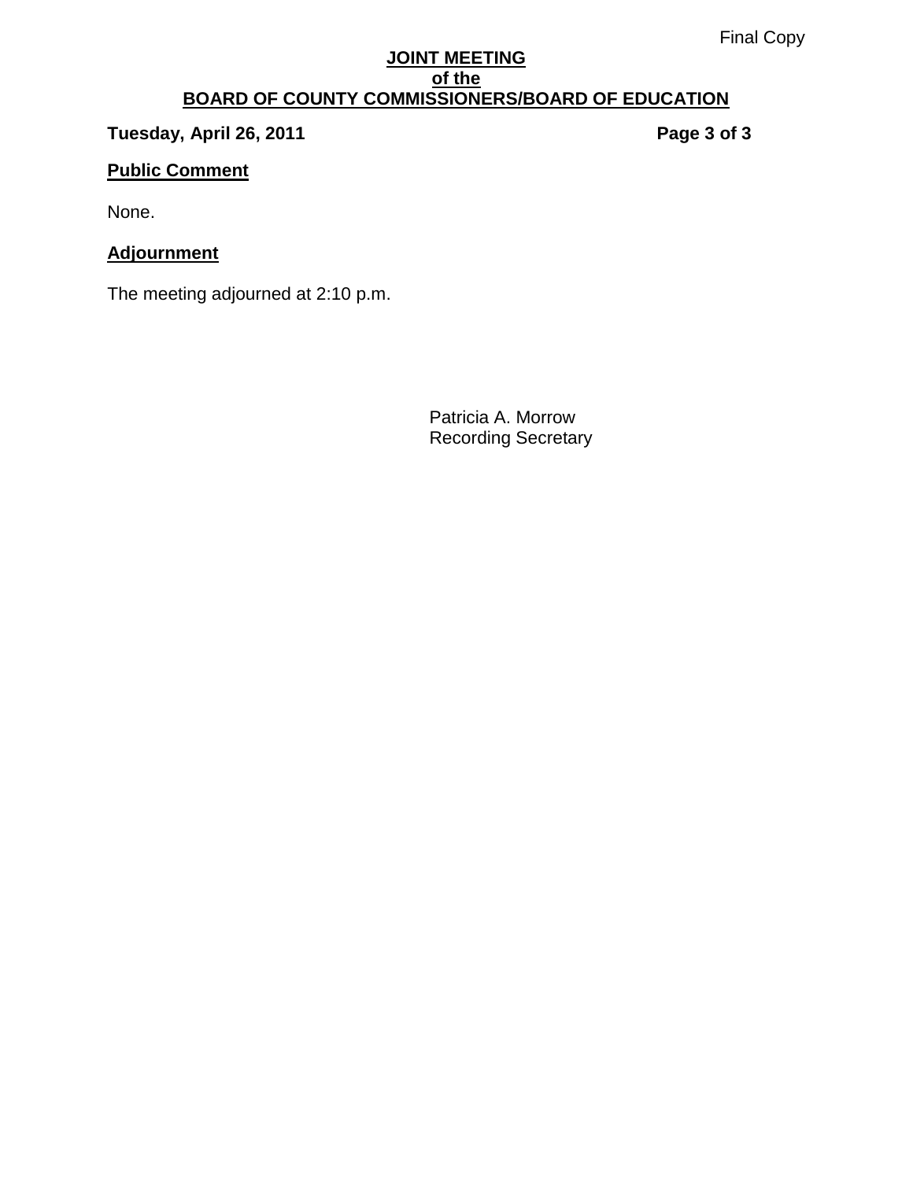## Public Comment

None.

## Adjournment

The meeting adjourned at 2:10 p.m.

Patricia A. Morrow
Recording Secretary